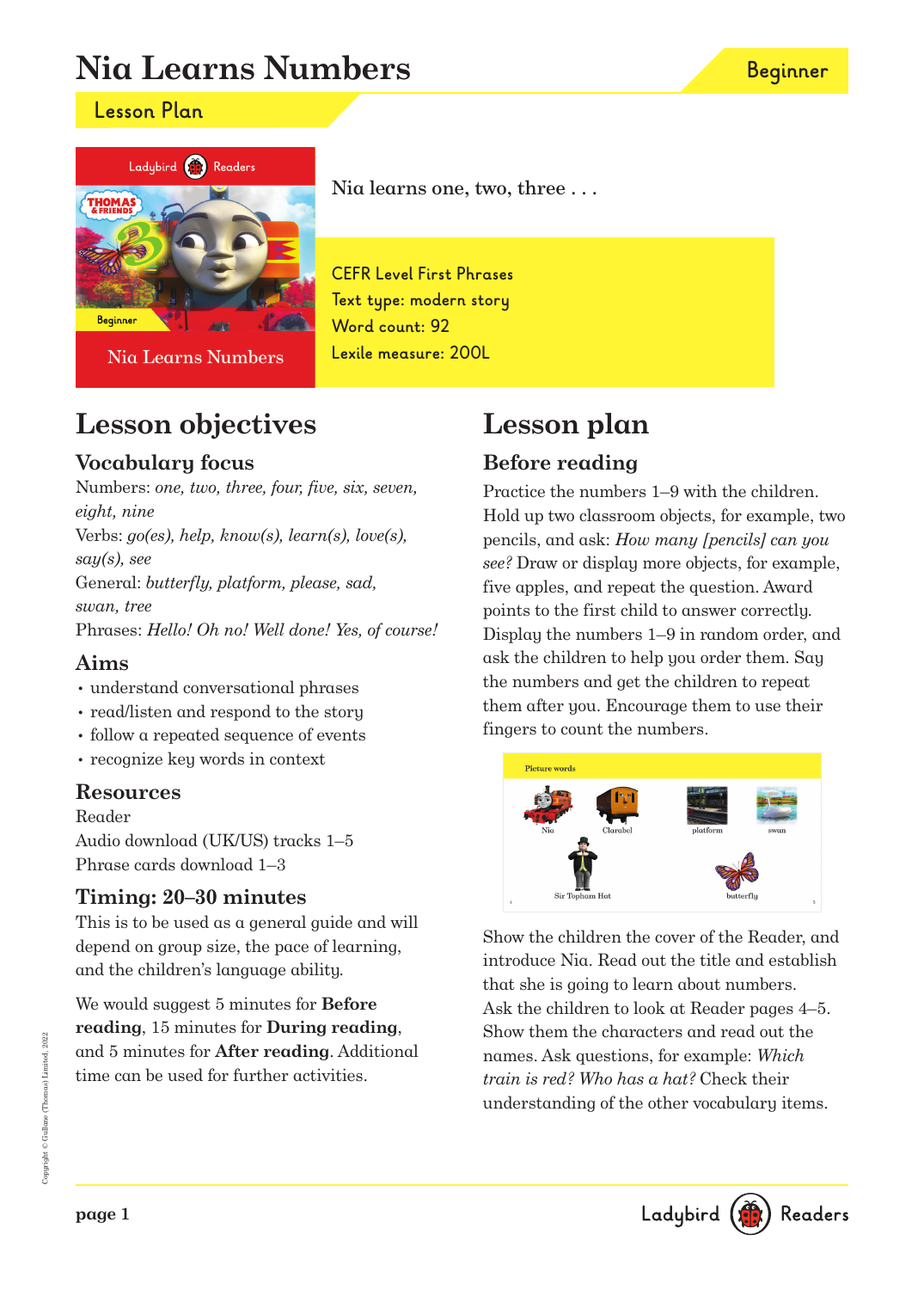# Nia Learns Numbers

Beginner

## Lesson Plan

Nia learns one, two, three . . .

CEFR Level First Phrases
Text type: modern story
Word count: 92
Lexile measure: 200L

## Lesson objectives

### Vocabulary focus

Numbers: *one, two, three, four, five, six, seven, eight, nine*
Verbs: *go(es), help, know(s), learn(s), love(s), say(s), see*
General: *butterfly, platform, please, sad, swan, tree*
Phrases: *Hello! Oh no! Well done! Yes, of course!*

### Aims

- understand conversational phrases
- read/listen and respond to the story
- follow a repeated sequence of events
- recognize key words in context

### Resources

Reader
Audio download (UK/US) tracks 1–5
Phrase cards download 1–3

### Timing: 20–30 minutes

This is to be used as a general guide and will depend on group size, the pace of learning, and the children's language ability.

We would suggest 5 minutes for **Before reading**, 15 minutes for **During reading**, and 5 minutes for **After reading**. Additional time can be used for further activities.

## Lesson plan

### Before reading

Practice the numbers 1–9 with the children. Hold up two classroom objects, for example, two pencils, and ask: *How many [pencils] can you see?* Draw or display more objects, for example, five apples, and repeat the question. Award points to the first child to answer correctly. Display the numbers 1–9 in random order, and ask the children to help you order them. Say the numbers and get the children to repeat them after you. Encourage them to use their fingers to count the numbers.

Picture words: Nia, Clarabel, platform, swan, Sir Topham Hat, butterfly

Show the children the cover of the Reader, and introduce Nia. Read out the title and establish that she is going to learn about numbers. Ask the children to look at Reader pages 4–5. Show them the characters and read out the names. Ask questions, for example: *Which train is red? Who has a hat?* Check their understanding of the other vocabulary items.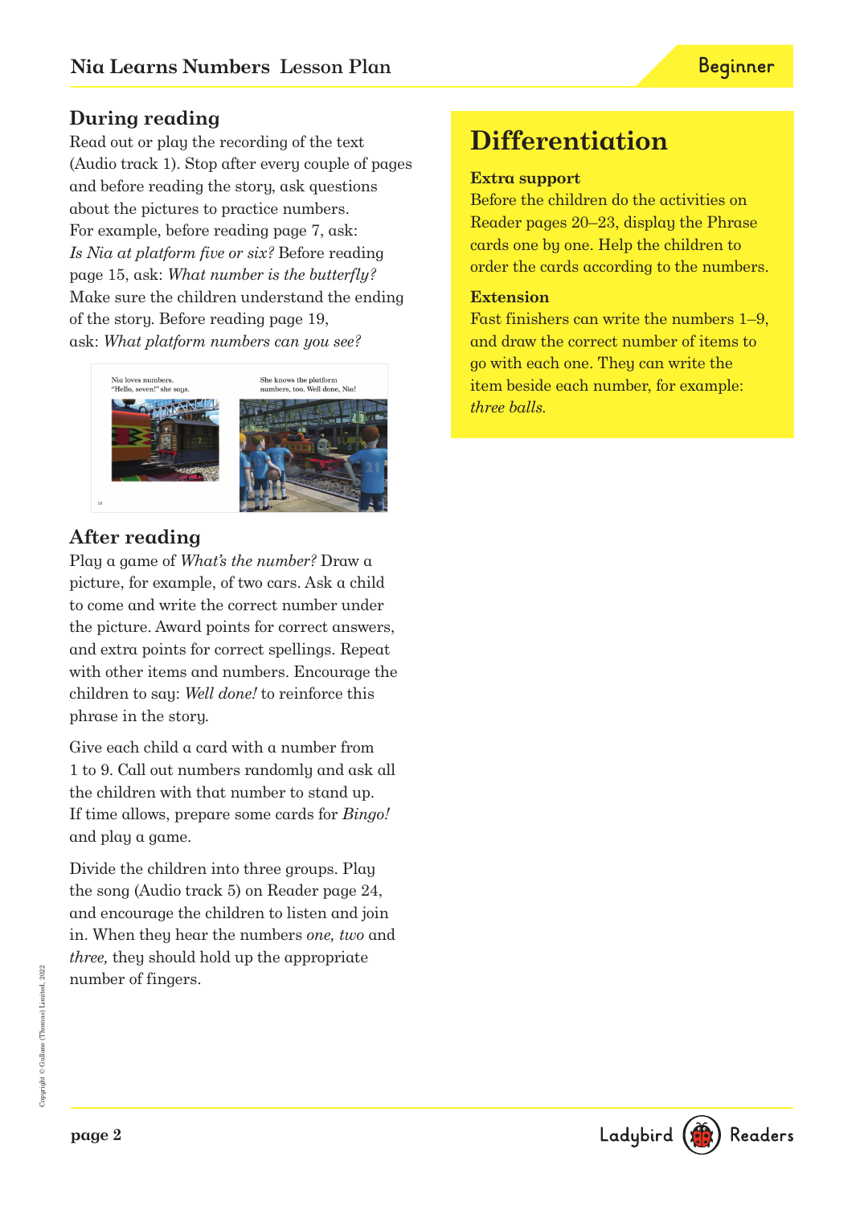## During reading

Read out or play the recording of the text (Audio track 1). Stop after every couple of pages and before reading the story, ask questions about the pictures to practice numbers. For example, before reading page 7, ask: *Is Nia at platform five or six?* Before reading page 15, ask: *What number is the butterfly?* Make sure the children understand the ending of the story. Before reading page 19, ask: *What platform numbers can you see?*

## After reading

Play a game of *What's the number?* Draw a picture, for example, of two cars. Ask a child to come and write the correct number under the picture. Award points for correct answers, and extra points for correct spellings. Repeat with other items and numbers. Encourage the children to say: *Well done!* to reinforce this phrase in the story.

Give each child a card with a number from 1 to 9. Call out numbers randomly and ask all the children with that number to stand up. If time allows, prepare some cards for *Bingo!* and play a game.

Divide the children into three groups. Play the song (Audio track 5) on Reader page 24, and encourage the children to listen and join in. When they hear the numbers *one, two* and *three,* they should hold up the appropriate number of fingers.

# Differentiation

**Extra support**

Before the children do the activities on Reader pages 20–23, display the Phrase cards one by one. Help the children to order the cards according to the numbers.

**Extension**

Fast finishers can write the numbers 1–9, and draw the correct number of items to go with each one. They can write the item beside each number, for example: *three balls.*

Copyright © Gullane (Thomas) Limited, 2022